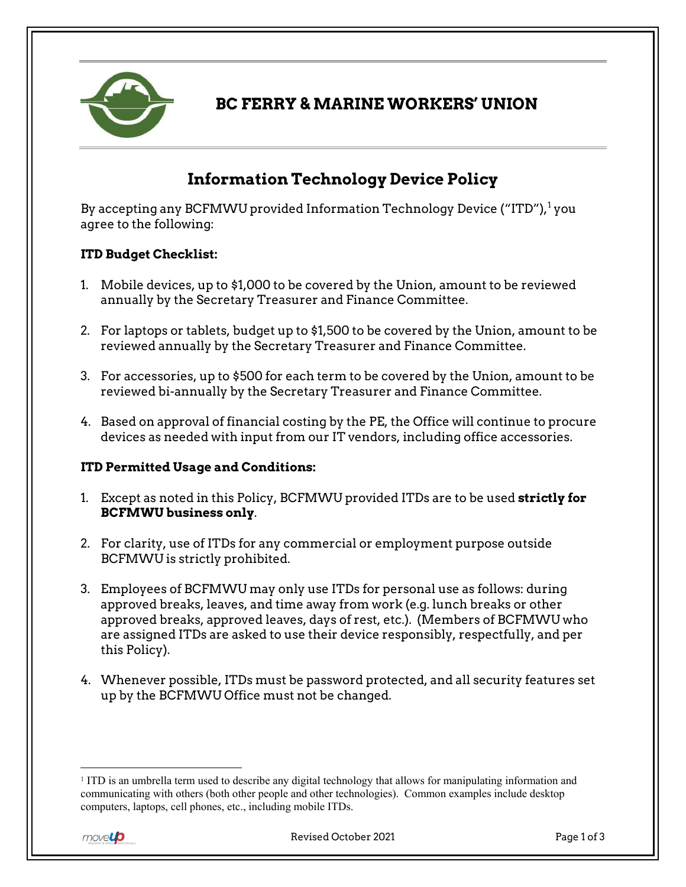# BC FERRY & MARINE WORKERS' UNION

## Information Technology Device Policy

By accepting any BCFMWU provided Information Technology Device ("ITD"),[1] you agree to the following:

### ITD Budget Checklist:

1. Mobile devices, up to $1,000 to be covered by the Union, amount to be reviewed annually by the Secretary Treasurer and Finance Committee.
2. For laptops or tablets, budget up to $1,500 to be covered by the Union, amount to be reviewed annually by the Secretary Treasurer and Finance Committee.
3. For accessories, up to $500 for each term to be covered by the Union, amount to be reviewed bi-annually by the Secretary Treasurer and Finance Committee.
4. Based on approval of financial costing by the PE, the Office will continue to procure devices as needed with input from our IT vendors, including office accessories.

### ITD Permitted Usage and Conditions:

1. Except as noted in this Policy, BCFMWU provided ITDs are to be used **strictly for BCFMWU business only**.
2. For clarity, use of ITDs for any commercial or employment purpose outside BCFMWU is strictly prohibited.
3. Employees of BCFMWU may only use ITDs for personal use as follows: during approved breaks, leaves, and time away from work (e.g. lunch breaks or other approved breaks, approved leaves, days of rest, etc.). (Members of BCFMWU who are assigned ITDs are asked to use their device responsibly, respectfully, and per this Policy).
4. Whenever possible, ITDs must be password protected, and all security features set up by the BCFMWU Office must not be changed.

[1] ITD is an umbrella term used to describe any digital technology that allows for manipulating information and communicating with others (both other people and other technologies). Common examples include desktop computers, laptops, cell phones, etc., including mobile ITDs.

Revised October 2021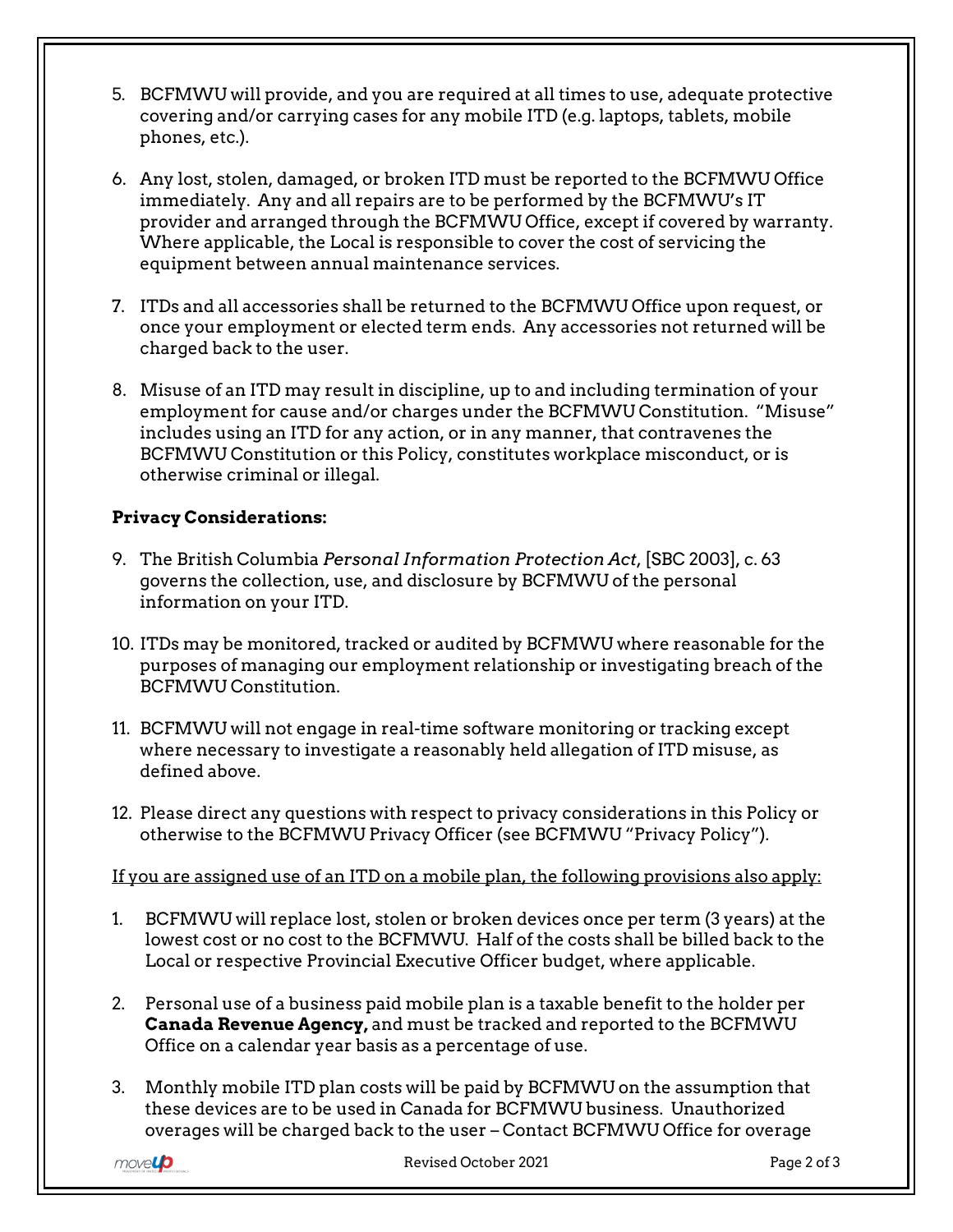5. BCFMWU will provide, and you are required at all times to use, adequate protective covering and/or carrying cases for any mobile ITD (e.g. laptops, tablets, mobile phones, etc.).

6. Any lost, stolen, damaged, or broken ITD must be reported to the BCFMWU Office immediately. Any and all repairs are to be performed by the BCFMWU's IT provider and arranged through the BCFMWU Office, except if covered by warranty. Where applicable, the Local is responsible to cover the cost of servicing the equipment between annual maintenance services.

7. ITDs and all accessories shall be returned to the BCFMWU Office upon request, or once your employment or elected term ends. Any accessories not returned will be charged back to the user.

8. Misuse of an ITD may result in discipline, up to and including termination of your employment for cause and/or charges under the BCFMWU Constitution. "Misuse" includes using an ITD for any action, or in any manner, that contravenes the BCFMWU Constitution or this Policy, constitutes workplace misconduct, or is otherwise criminal or illegal.

**Privacy Considerations:**

9. The British Columbia *Personal Information Protection Act*, [SBC 2003], c. 63 governs the collection, use, and disclosure by BCFMWU of the personal information on your ITD.

10. ITDs may be monitored, tracked or audited by BCFMWU where reasonable for the purposes of managing our employment relationship or investigating breach of the BCFMWU Constitution.

11. BCFMWU will not engage in real-time software monitoring or tracking except where necessary to investigate a reasonably held allegation of ITD misuse, as defined above.

12. Please direct any questions with respect to privacy considerations in this Policy or otherwise to the BCFMWU Privacy Officer (see BCFMWU "Privacy Policy").

<u>If you are assigned use of an ITD on a mobile plan, the following provisions also apply:</u>

1. BCFMWU will replace lost, stolen or broken devices once per term (3 years) at the lowest cost or no cost to the BCFMWU. Half of the costs shall be billed back to the Local or respective Provincial Executive Officer budget, where applicable.

2. Personal use of a business paid mobile plan is a taxable benefit to the holder per **Canada Revenue Agency,** and must be tracked and reported to the BCFMWU Office on a calendar year basis as a percentage of use.

3. Monthly mobile ITD plan costs will be paid by BCFMWU on the assumption that these devices are to be used in Canada for BCFMWU business. Unauthorized overages will be charged back to the user – Contact BCFMWU Office for overage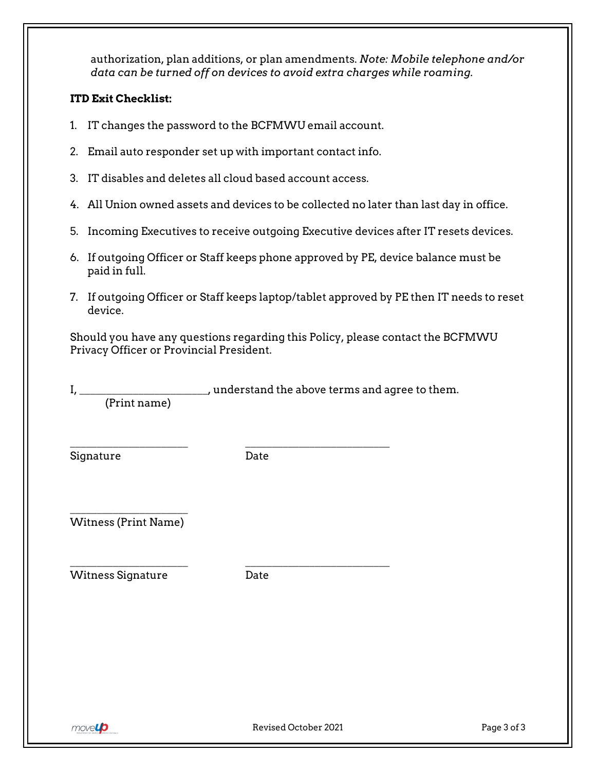authorization, plan additions, or plan amendments. *Note: Mobile telephone and/or data can be turned off on devices to avoid extra charges while roaming.*

**ITD Exit Checklist:**

1. IT changes the password to the BCFMWU email account.
2. Email auto responder set up with important contact info.
3. IT disables and deletes all cloud based account access.
4. All Union owned assets and devices to be collected no later than last day in office.
5. Incoming Executives to receive outgoing Executive devices after IT resets devices.
6. If outgoing Officer or Staff keeps phone approved by PE, device balance must be paid in full.
7. If outgoing Officer or Staff keeps laptop/tablet approved by PE then IT needs to reset device.

Should you have any questions regarding this Policy, please contact the BCFMWU Privacy Officer or Provincial President.

I, ______________________, understand the above terms and agree to them.
(Print name)

_____________________ _________________________
Signature Date

_____________________
Witness (Print Name)

_____________________ _________________________
Witness Signature Date

Revised October 2021